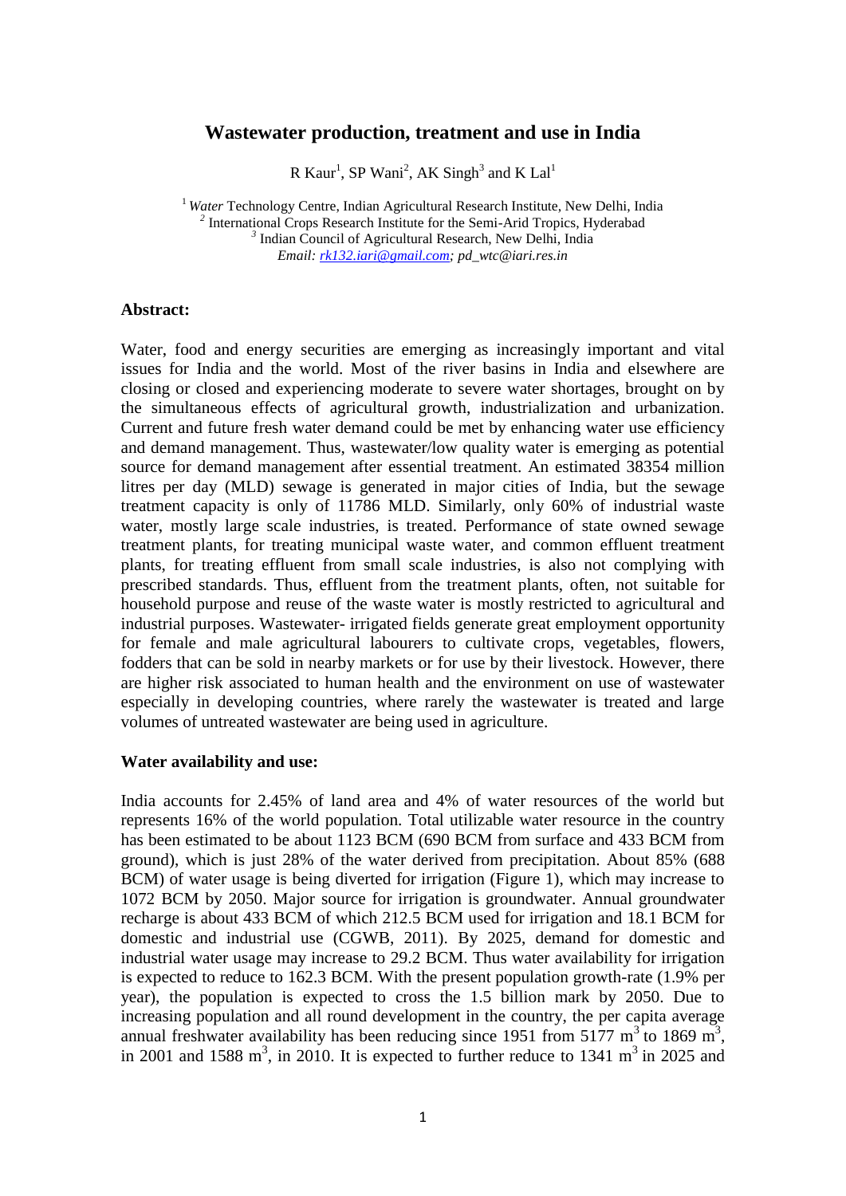# Wastewater production, treatment and use in India

R Kaur[1], SP Wani[2], AK Singh[3] and K Lal[1]

[1] *Water* Technology Centre, Indian Agricultural Research Institute, New Delhi, India
[2] International Crops Research Institute for the Semi-Arid Tropics, Hyderabad
[3] Indian Council of Agricultural Research, New Delhi, India
*Email: rk132.iari@gmail.com; pd_wtc@iari.res.in*

## Abstract:

Water, food and energy securities are emerging as increasingly important and vital issues for India and the world. Most of the river basins in India and elsewhere are closing or closed and experiencing moderate to severe water shortages, brought on by the simultaneous effects of agricultural growth, industrialization and urbanization. Current and future fresh water demand could be met by enhancing water use efficiency and demand management. Thus, wastewater/low quality water is emerging as potential source for demand management after essential treatment. An estimated 38354 million litres per day (MLD) sewage is generated in major cities of India, but the sewage treatment capacity is only of 11786 MLD. Similarly, only 60% of industrial waste water, mostly large scale industries, is treated. Performance of state owned sewage treatment plants, for treating municipal waste water, and common effluent treatment plants, for treating effluent from small scale industries, is also not complying with prescribed standards. Thus, effluent from the treatment plants, often, not suitable for household purpose and reuse of the waste water is mostly restricted to agricultural and industrial purposes. Wastewater- irrigated fields generate great employment opportunity for female and male agricultural labourers to cultivate crops, vegetables, flowers, fodders that can be sold in nearby markets or for use by their livestock. However, there are higher risk associated to human health and the environment on use of wastewater especially in developing countries, where rarely the wastewater is treated and large volumes of untreated wastewater are being used in agriculture.

## Water availability and use:

India accounts for 2.45% of land area and 4% of water resources of the world but represents 16% of the world population. Total utilizable water resource in the country has been estimated to be about 1123 BCM (690 BCM from surface and 433 BCM from ground), which is just 28% of the water derived from precipitation. About 85% (688 BCM) of water usage is being diverted for irrigation (Figure 1), which may increase to 1072 BCM by 2050. Major source for irrigation is groundwater. Annual groundwater recharge is about 433 BCM of which 212.5 BCM used for irrigation and 18.1 BCM for domestic and industrial use (CGWB, 2011). By 2025, demand for domestic and industrial water usage may increase to 29.2 BCM. Thus water availability for irrigation is expected to reduce to 162.3 BCM. With the present population growth-rate (1.9% per year), the population is expected to cross the 1.5 billion mark by 2050. Due to increasing population and all round development in the country, the per capita average annual freshwater availability has been reducing since 1951 from 5177 $m^3$ to 1869 $m^3$, in 2001 and 1588 $m^3$, in 2010. It is expected to further reduce to 1341 $m^3$ in 2025 and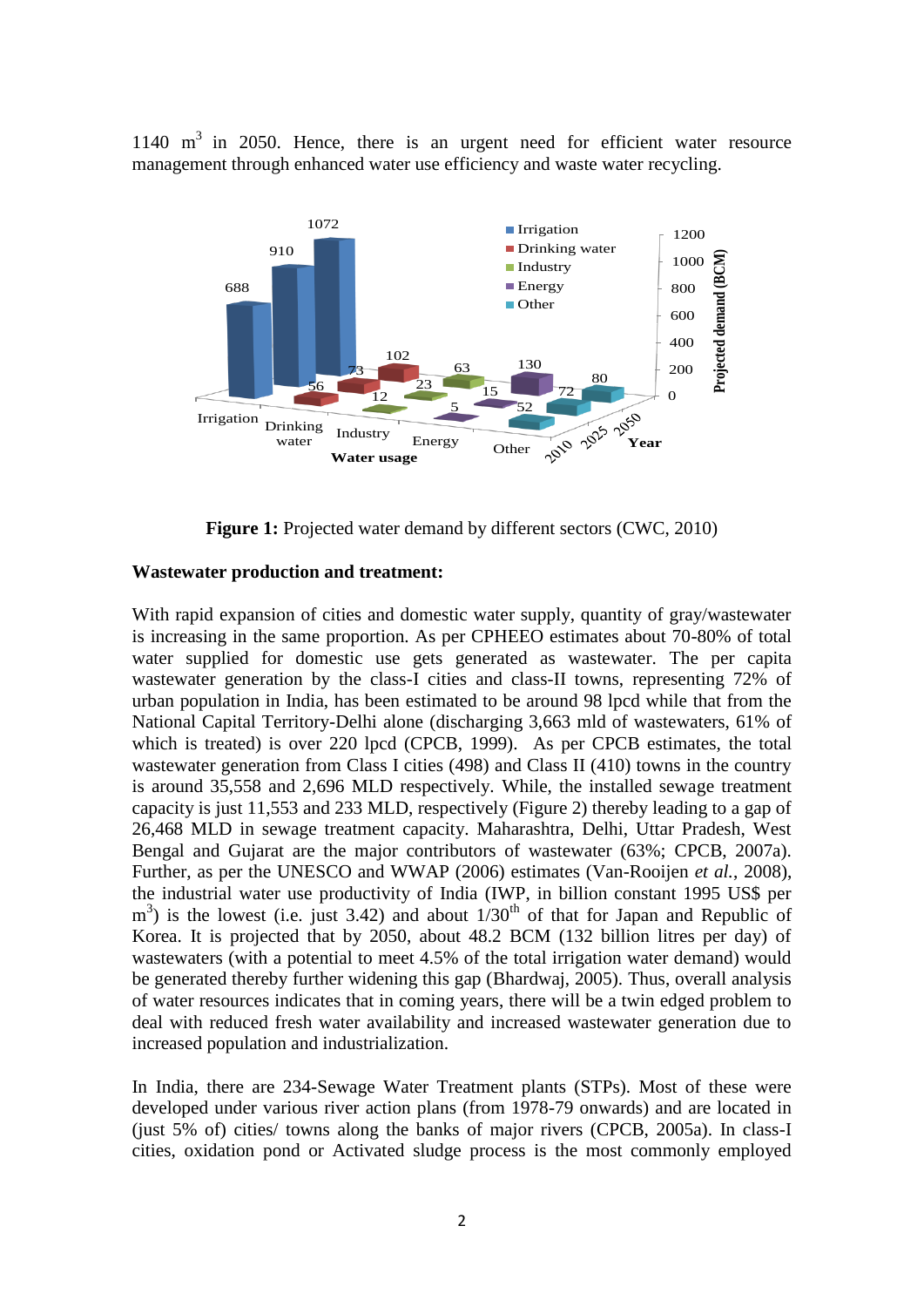1140 m$^3$ in 2050. Hence, there is an urgent need for efficient water resource management through enhanced water use efficiency and waste water recycling.

**Figure 1:** Projected water demand by different sectors (CWC, 2010)

**Wastewater production and treatment:**

With rapid expansion of cities and domestic water supply, quantity of gray/wastewater is increasing in the same proportion. As per CPHEEO estimates about 70-80% of total water supplied for domestic use gets generated as wastewater. The per capita wastewater generation by the class-I cities and class-II towns, representing 72% of urban population in India, has been estimated to be around 98 lpcd while that from the National Capital Territory-Delhi alone (discharging 3,663 mld of wastewaters, 61% of which is treated) is over 220 lpcd (CPCB, 1999). As per CPCB estimates, the total wastewater generation from Class I cities (498) and Class II (410) towns in the country is around 35,558 and 2,696 MLD respectively. While, the installed sewage treatment capacity is just 11,553 and 233 MLD, respectively (Figure 2) thereby leading to a gap of 26,468 MLD in sewage treatment capacity. Maharashtra, Delhi, Uttar Pradesh, West Bengal and Gujarat are the major contributors of wastewater (63%; CPCB, 2007a). Further, as per the UNESCO and WWAP (2006) estimates (Van-Rooijen *et al.*, 2008), the industrial water use productivity of India (IWP, in billion constant 1995 US$ per m$^3$) is the lowest (i.e. just 3.42) and about 1/30$^{th}$ of that for Japan and Republic of Korea. It is projected that by 2050, about 48.2 BCM (132 billion litres per day) of wastewaters (with a potential to meet 4.5% of the total irrigation water demand) would be generated thereby further widening this gap (Bhardwaj, 2005). Thus, overall analysis of water resources indicates that in coming years, there will be a twin edged problem to deal with reduced fresh water availability and increased wastewater generation due to increased population and industrialization.

In India, there are 234-Sewage Water Treatment plants (STPs). Most of these were developed under various river action plans (from 1978-79 onwards) and are located in (just 5% of) cities/ towns along the banks of major rivers (CPCB, 2005a). In class-I cities, oxidation pond or Activated sludge process is the most commonly employed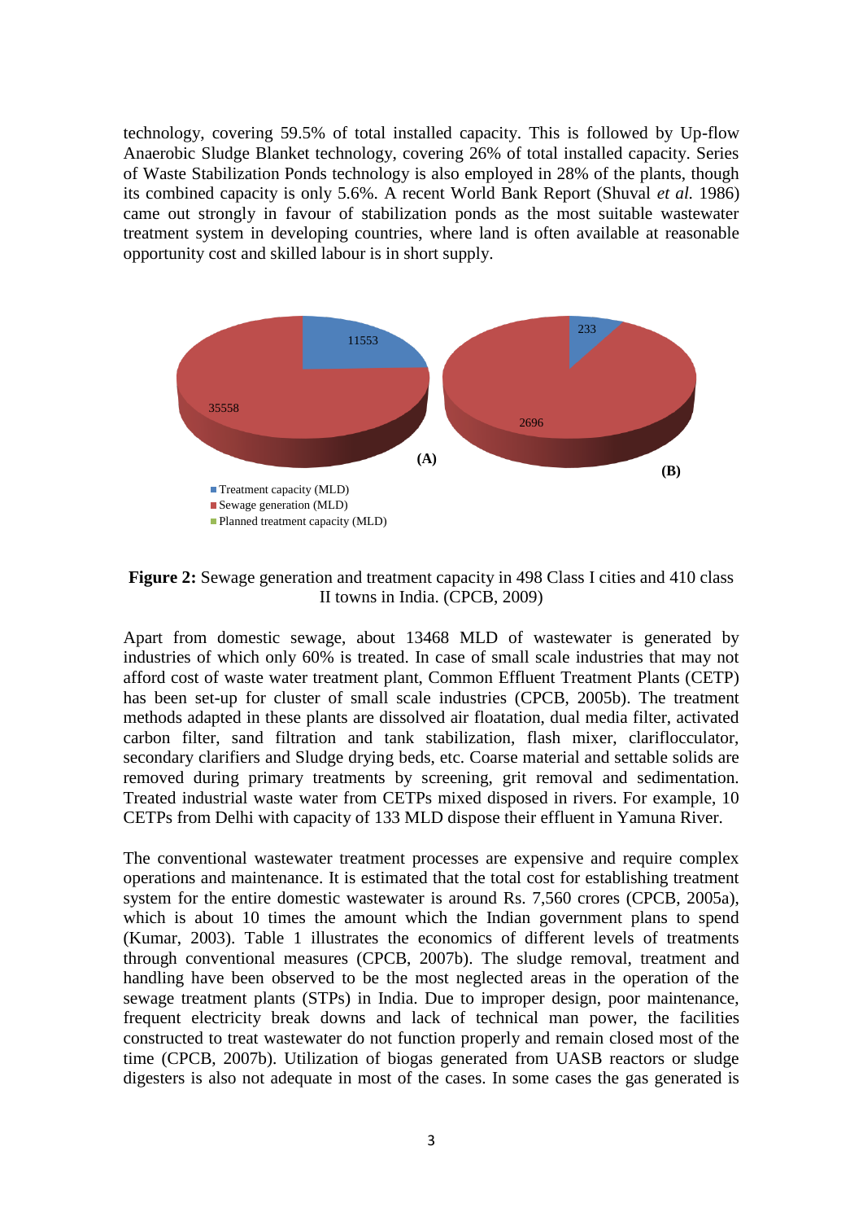technology, covering 59.5% of total installed capacity. This is followed by Up-flow Anaerobic Sludge Blanket technology, covering 26% of total installed capacity. Series of Waste Stabilization Ponds technology is also employed in 28% of the plants, though its combined capacity is only 5.6%. A recent World Bank Report (Shuval *et al.* 1986) came out strongly in favour of stabilization ponds as the most suitable wastewater treatment system in developing countries, where land is often available at reasonable opportunity cost and skilled labour is in short supply.

11553

35558

(A)

233

2696

(B)

- Treatment capacity (MLD)
- Sewage generation (MLD)
- Planned treatment capacity (MLD)

**Figure 2:** Sewage generation and treatment capacity in 498 Class I cities and 410 class II towns in India. (CPCB, 2009)

Apart from domestic sewage, about 13468 MLD of wastewater is generated by industries of which only 60% is treated. In case of small scale industries that may not afford cost of waste water treatment plant, Common Effluent Treatment Plants (CETP) has been set-up for cluster of small scale industries (CPCB, 2005b). The treatment methods adapted in these plants are dissolved air floatation, dual media filter, activated carbon filter, sand filtration and tank stabilization, flash mixer, clariflocculator, secondary clarifiers and Sludge drying beds, etc. Coarse material and settable solids are removed during primary treatments by screening, grit removal and sedimentation. Treated industrial waste water from CETPs mixed disposed in rivers. For example, 10 CETPs from Delhi with capacity of 133 MLD dispose their effluent in Yamuna River.

The conventional wastewater treatment processes are expensive and require complex operations and maintenance. It is estimated that the total cost for establishing treatment system for the entire domestic wastewater is around Rs. 7,560 crores (CPCB, 2005a), which is about 10 times the amount which the Indian government plans to spend (Kumar, 2003). Table 1 illustrates the economics of different levels of treatments through conventional measures (CPCB, 2007b). The sludge removal, treatment and handling have been observed to be the most neglected areas in the operation of the sewage treatment plants (STPs) in India. Due to improper design, poor maintenance, frequent electricity break downs and lack of technical man power, the facilities constructed to treat wastewater do not function properly and remain closed most of the time (CPCB, 2007b). Utilization of biogas generated from UASB reactors or sludge digesters is also not adequate in most of the cases. In some cases the gas generated is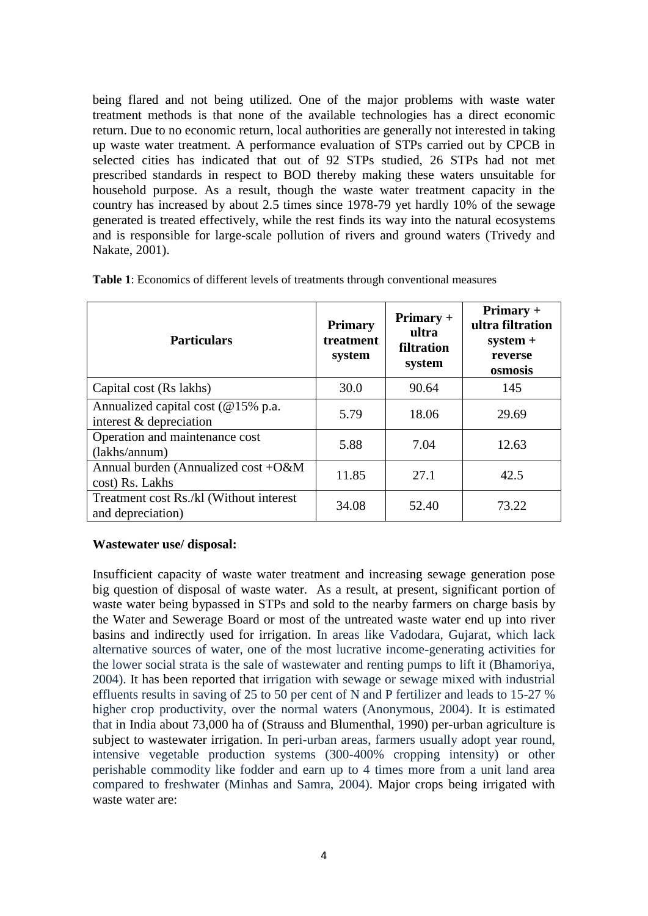being flared and not being utilized. One of the major problems with waste water treatment methods is that none of the available technologies has a direct economic return. Due to no economic return, local authorities are generally not interested in taking up waste water treatment. A performance evaluation of STPs carried out by CPCB in selected cities has indicated that out of 92 STPs studied, 26 STPs had not met prescribed standards in respect to BOD thereby making these waters unsuitable for household purpose. As a result, though the waste water treatment capacity in the country has increased by about 2.5 times since 1978-79 yet hardly 10% of the sewage generated is treated effectively, while the rest finds its way into the natural ecosystems and is responsible for large-scale pollution of rivers and ground waters (Trivedy and Nakate, 2001).

**Table 1**: Economics of different levels of treatments through conventional measures

| Particulars | Primary treatment system | Primary + ultra filtration system | Primary + ultra filtration system + reverse osmosis |
|---|---|---|---|
| Capital cost (Rs lakhs) | 30.0 | 90.64 | 145 |
| Annualized capital cost (@15% p.a. interest & depreciation | 5.79 | 18.06 | 29.69 |
| Operation and maintenance cost (lakhs/annum) | 5.88 | 7.04 | 12.63 |
| Annual burden (Annualized cost +O&M cost) Rs. Lakhs | 11.85 | 27.1 | 42.5 |
| Treatment cost Rs./kl (Without interest and depreciation) | 34.08 | 52.40 | 73.22 |

**Wastewater use/ disposal:**

Insufficient capacity of waste water treatment and increasing sewage generation pose big question of disposal of waste water. As a result, at present, significant portion of waste water being bypassed in STPs and sold to the nearby farmers on charge basis by the Water and Sewerage Board or most of the untreated waste water end up into river basins and indirectly used for irrigation. In areas like Vadodara, Gujarat, which lack alternative sources of water, one of the most lucrative income-generating activities for the lower social strata is the sale of wastewater and renting pumps to lift it (Bhamoriya, 2004). It has been reported that irrigation with sewage or sewage mixed with industrial effluents results in saving of 25 to 50 per cent of N and P fertilizer and leads to 15-27 % higher crop productivity, over the normal waters (Anonymous, 2004). It is estimated that in India about 73,000 ha of (Strauss and Blumenthal, 1990) per-urban agriculture is subject to wastewater irrigation. In peri-urban areas, farmers usually adopt year round, intensive vegetable production systems (300-400% cropping intensity) or other perishable commodity like fodder and earn up to 4 times more from a unit land area compared to freshwater (Minhas and Samra, 2004). Major crops being irrigated with waste water are: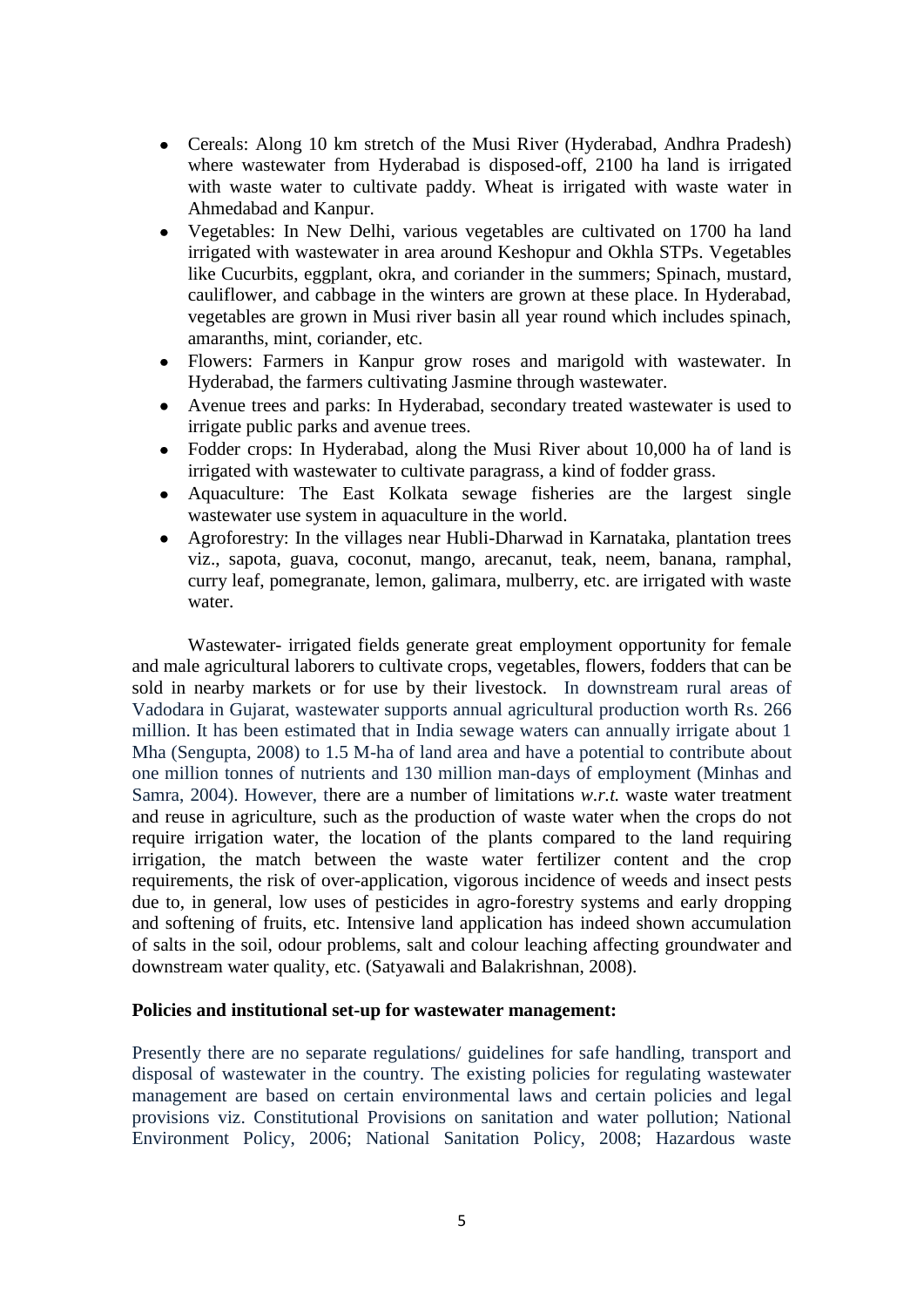- Cereals: Along 10 km stretch of the Musi River (Hyderabad, Andhra Pradesh) where wastewater from Hyderabad is disposed-off, 2100 ha land is irrigated with waste water to cultivate paddy. Wheat is irrigated with waste water in Ahmedabad and Kanpur.
- Vegetables: In New Delhi, various vegetables are cultivated on 1700 ha land irrigated with wastewater in area around Keshopur and Okhla STPs. Vegetables like Cucurbits, eggplant, okra, and coriander in the summers; Spinach, mustard, cauliflower, and cabbage in the winters are grown at these place. In Hyderabad, vegetables are grown in Musi river basin all year round which includes spinach, amaranths, mint, coriander, etc.
- Flowers: Farmers in Kanpur grow roses and marigold with wastewater. In Hyderabad, the farmers cultivating Jasmine through wastewater.
- Avenue trees and parks: In Hyderabad, secondary treated wastewater is used to irrigate public parks and avenue trees.
- Fodder crops: In Hyderabad, along the Musi River about 10,000 ha of land is irrigated with wastewater to cultivate paragrass, a kind of fodder grass.
- Aquaculture: The East Kolkata sewage fisheries are the largest single wastewater use system in aquaculture in the world.
- Agroforestry: In the villages near Hubli-Dharwad in Karnataka, plantation trees viz., sapota, guava, coconut, mango, arecanut, teak, neem, banana, ramphal, curry leaf, pomegranate, lemon, galimara, mulberry, etc. are irrigated with waste water.

Wastewater- irrigated fields generate great employment opportunity for female and male agricultural laborers to cultivate crops, vegetables, flowers, fodders that can be sold in nearby markets or for use by their livestock. In downstream rural areas of Vadodara in Gujarat, wastewater supports annual agricultural production worth Rs. 266 million. It has been estimated that in India sewage waters can annually irrigate about 1 Mha (Sengupta, 2008) to 1.5 M-ha of land area and have a potential to contribute about one million tonnes of nutrients and 130 million man-days of employment (Minhas and Samra, 2004). However, there are a number of limitations *w.r.t.* waste water treatment and reuse in agriculture, such as the production of waste water when the crops do not require irrigation water, the location of the plants compared to the land requiring irrigation, the match between the waste water fertilizer content and the crop requirements, the risk of over-application, vigorous incidence of weeds and insect pests due to, in general, low uses of pesticides in agro-forestry systems and early dropping and softening of fruits, etc. Intensive land application has indeed shown accumulation of salts in the soil, odour problems, salt and colour leaching affecting groundwater and downstream water quality, etc. (Satyawali and Balakrishnan, 2008).

**Policies and institutional set-up for wastewater management:**

Presently there are no separate regulations/ guidelines for safe handling, transport and disposal of wastewater in the country. The existing policies for regulating wastewater management are based on certain environmental laws and certain policies and legal provisions viz. Constitutional Provisions on sanitation and water pollution; National Environment Policy, 2006; National Sanitation Policy, 2008; Hazardous waste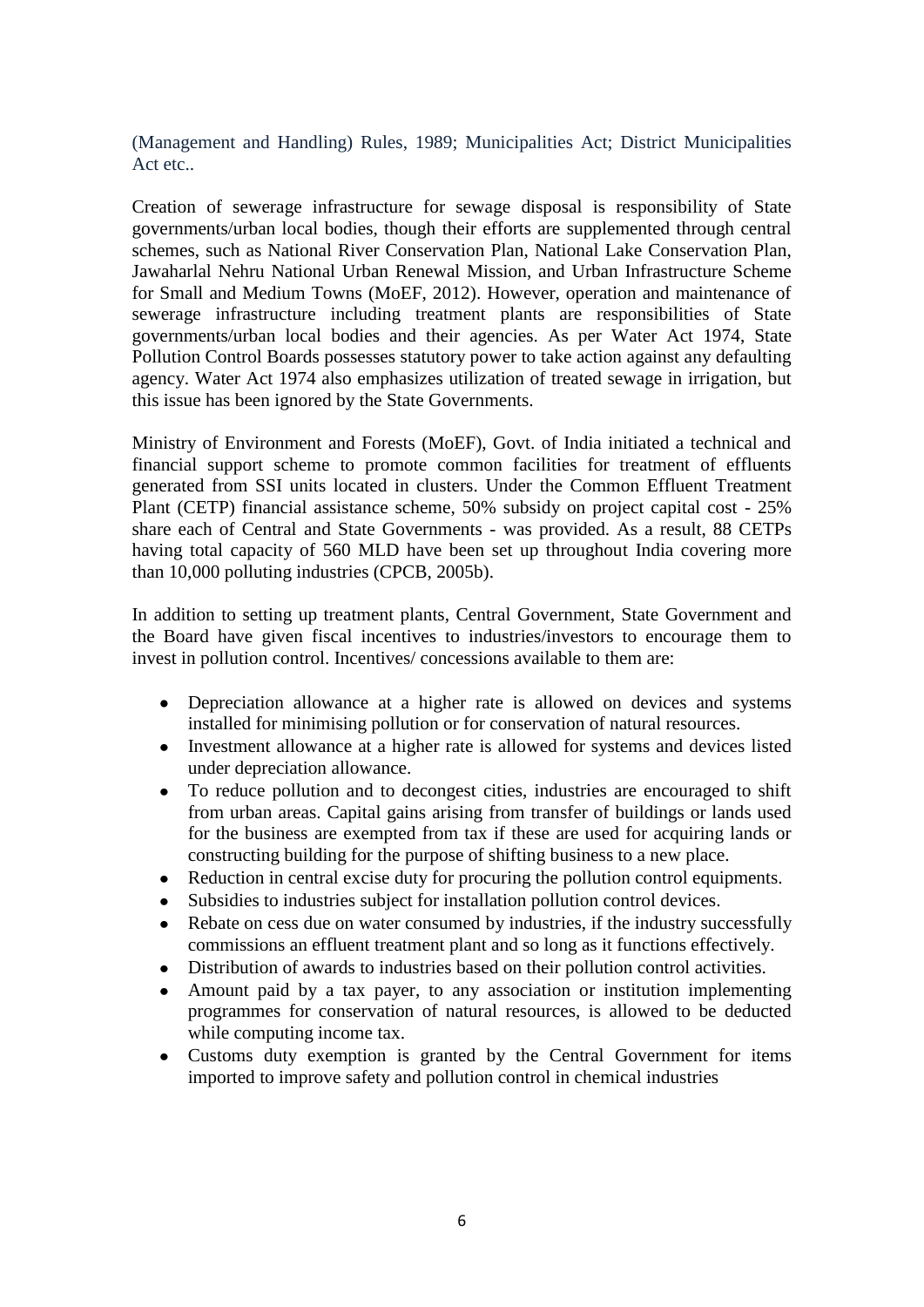(Management and Handling) Rules, 1989; Municipalities Act; District Municipalities Act etc..

Creation of sewerage infrastructure for sewage disposal is responsibility of State governments/urban local bodies, though their efforts are supplemented through central schemes, such as National River Conservation Plan, National Lake Conservation Plan, Jawaharlal Nehru National Urban Renewal Mission, and Urban Infrastructure Scheme for Small and Medium Towns (MoEF, 2012). However, operation and maintenance of sewerage infrastructure including treatment plants are responsibilities of State governments/urban local bodies and their agencies. As per Water Act 1974, State Pollution Control Boards possesses statutory power to take action against any defaulting agency. Water Act 1974 also emphasizes utilization of treated sewage in irrigation, but this issue has been ignored by the State Governments.

Ministry of Environment and Forests (MoEF), Govt. of India initiated a technical and financial support scheme to promote common facilities for treatment of effluents generated from SSI units located in clusters. Under the Common Effluent Treatment Plant (CETP) financial assistance scheme, 50% subsidy on project capital cost - 25% share each of Central and State Governments - was provided. As a result, 88 CETPs having total capacity of 560 MLD have been set up throughout India covering more than 10,000 polluting industries (CPCB, 2005b).

In addition to setting up treatment plants, Central Government, State Government and the Board have given fiscal incentives to industries/investors to encourage them to invest in pollution control. Incentives/ concessions available to them are:

- Depreciation allowance at a higher rate is allowed on devices and systems installed for minimising pollution or for conservation of natural resources.
- Investment allowance at a higher rate is allowed for systems and devices listed under depreciation allowance.
- To reduce pollution and to decongest cities, industries are encouraged to shift from urban areas. Capital gains arising from transfer of buildings or lands used for the business are exempted from tax if these are used for acquiring lands or constructing building for the purpose of shifting business to a new place.
- Reduction in central excise duty for procuring the pollution control equipments.
- Subsidies to industries subject for installation pollution control devices.
- Rebate on cess due on water consumed by industries, if the industry successfully commissions an effluent treatment plant and so long as it functions effectively.
- Distribution of awards to industries based on their pollution control activities.
- Amount paid by a tax payer, to any association or institution implementing programmes for conservation of natural resources, is allowed to be deducted while computing income tax.
- Customs duty exemption is granted by the Central Government for items imported to improve safety and pollution control in chemical industries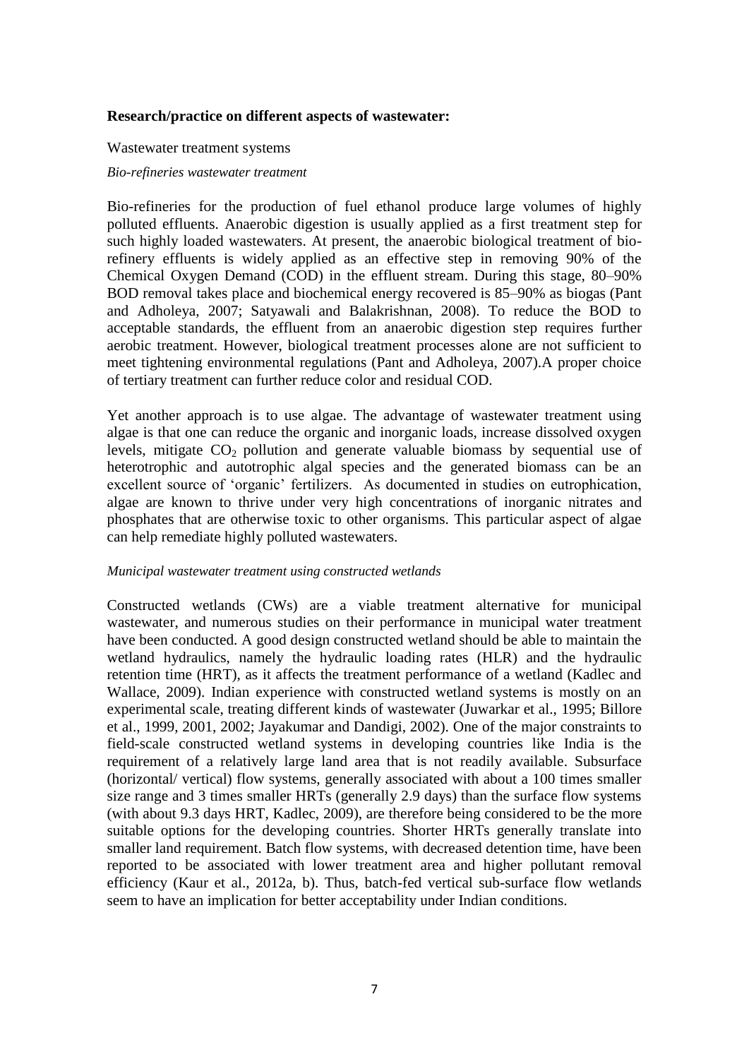**Research/practice on different aspects of wastewater:**

Wastewater treatment systems

*Bio-refineries wastewater treatment*

Bio-refineries for the production of fuel ethanol produce large volumes of highly polluted effluents. Anaerobic digestion is usually applied as a first treatment step for such highly loaded wastewaters. At present, the anaerobic biological treatment of bio-refinery effluents is widely applied as an effective step in removing 90% of the Chemical Oxygen Demand (COD) in the effluent stream. During this stage, 80–90% BOD removal takes place and biochemical energy recovered is 85–90% as biogas (Pant and Adholeya, 2007; Satyawali and Balakrishnan, 2008). To reduce the BOD to acceptable standards, the effluent from an anaerobic digestion step requires further aerobic treatment. However, biological treatment processes alone are not sufficient to meet tightening environmental regulations (Pant and Adholeya, 2007).A proper choice of tertiary treatment can further reduce color and residual COD.

Yet another approach is to use algae. The advantage of wastewater treatment using algae is that one can reduce the organic and inorganic loads, increase dissolved oxygen levels, mitigate $CO_2$ pollution and generate valuable biomass by sequential use of heterotrophic and autotrophic algal species and the generated biomass can be an excellent source of 'organic' fertilizers. As documented in studies on eutrophication, algae are known to thrive under very high concentrations of inorganic nitrates and phosphates that are otherwise toxic to other organisms. This particular aspect of algae can help remediate highly polluted wastewaters.

*Municipal wastewater treatment using constructed wetlands*

Constructed wetlands (CWs) are a viable treatment alternative for municipal wastewater, and numerous studies on their performance in municipal water treatment have been conducted. A good design constructed wetland should be able to maintain the wetland hydraulics, namely the hydraulic loading rates (HLR) and the hydraulic retention time (HRT), as it affects the treatment performance of a wetland (Kadlec and Wallace, 2009). Indian experience with constructed wetland systems is mostly on an experimental scale, treating different kinds of wastewater (Juwarkar et al., 1995; Billore et al., 1999, 2001, 2002; Jayakumar and Dandigi, 2002). One of the major constraints to field-scale constructed wetland systems in developing countries like India is the requirement of a relatively large land area that is not readily available. Subsurface (horizontal/ vertical) flow systems, generally associated with about a 100 times smaller size range and 3 times smaller HRTs (generally 2.9 days) than the surface flow systems (with about 9.3 days HRT, Kadlec, 2009), are therefore being considered to be the more suitable options for the developing countries. Shorter HRTs generally translate into smaller land requirement. Batch flow systems, with decreased detention time, have been reported to be associated with lower treatment area and higher pollutant removal efficiency (Kaur et al., 2012a, b). Thus, batch-fed vertical sub-surface flow wetlands seem to have an implication for better acceptability under Indian conditions.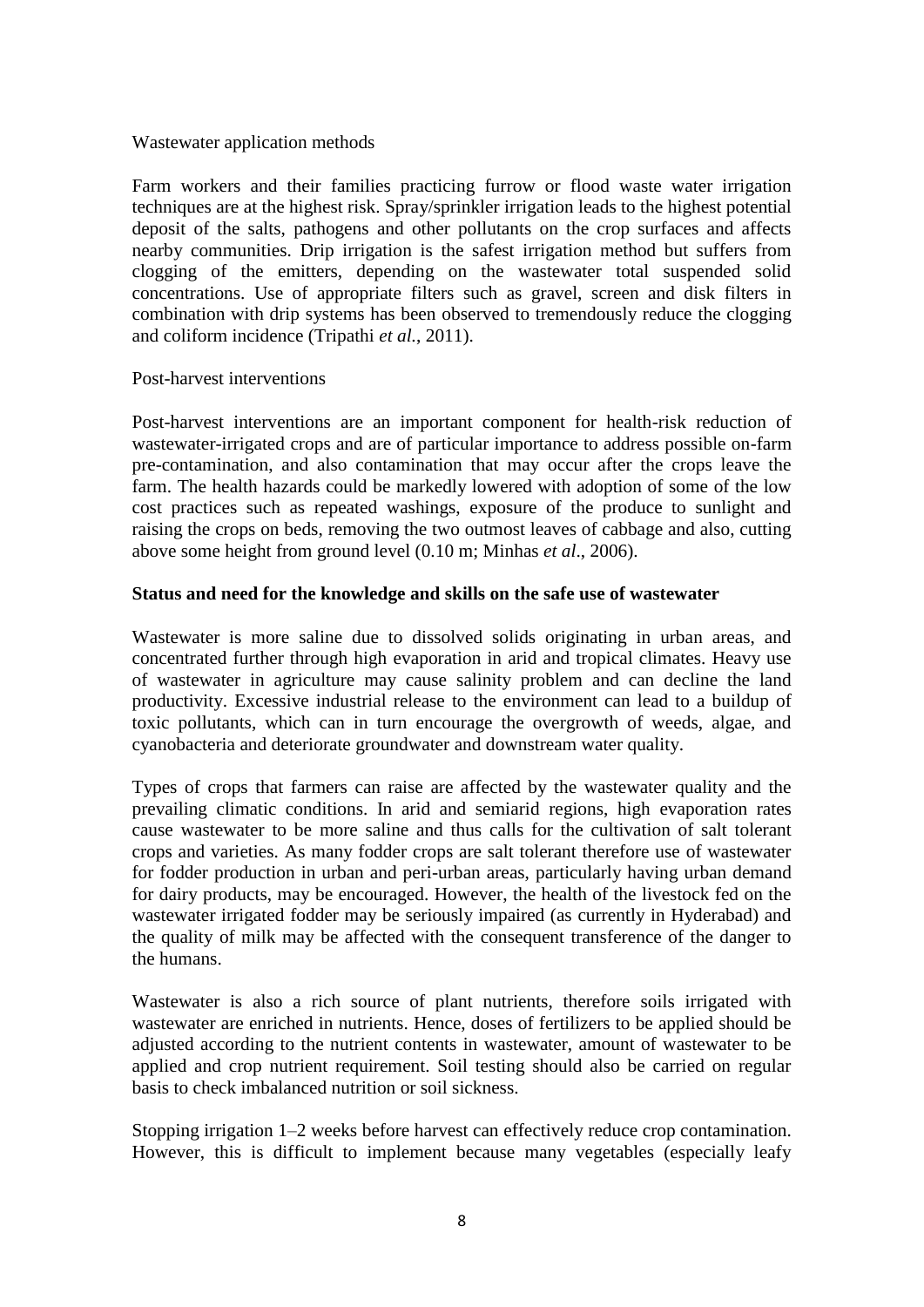Wastewater application methods

Farm workers and their families practicing furrow or flood waste water irrigation techniques are at the highest risk. Spray/sprinkler irrigation leads to the highest potential deposit of the salts, pathogens and other pollutants on the crop surfaces and affects nearby communities. Drip irrigation is the safest irrigation method but suffers from clogging of the emitters, depending on the wastewater total suspended solid concentrations. Use of appropriate filters such as gravel, screen and disk filters in combination with drip systems has been observed to tremendously reduce the clogging and coliform incidence (Tripathi *et al.*, 2011).

Post-harvest interventions

Post-harvest interventions are an important component for health-risk reduction of wastewater-irrigated crops and are of particular importance to address possible on-farm pre-contamination, and also contamination that may occur after the crops leave the farm. The health hazards could be markedly lowered with adoption of some of the low cost practices such as repeated washings, exposure of the produce to sunlight and raising the crops on beds, removing the two outmost leaves of cabbage and also, cutting above some height from ground level (0.10 m; Minhas *et al*., 2006).

**Status and need for the knowledge and skills on the safe use of wastewater**

Wastewater is more saline due to dissolved solids originating in urban areas, and concentrated further through high evaporation in arid and tropical climates. Heavy use of wastewater in agriculture may cause salinity problem and can decline the land productivity. Excessive industrial release to the environment can lead to a buildup of toxic pollutants, which can in turn encourage the overgrowth of weeds, algae, and cyanobacteria and deteriorate groundwater and downstream water quality.

Types of crops that farmers can raise are affected by the wastewater quality and the prevailing climatic conditions. In arid and semiarid regions, high evaporation rates cause wastewater to be more saline and thus calls for the cultivation of salt tolerant crops and varieties. As many fodder crops are salt tolerant therefore use of wastewater for fodder production in urban and peri-urban areas, particularly having urban demand for dairy products, may be encouraged. However, the health of the livestock fed on the wastewater irrigated fodder may be seriously impaired (as currently in Hyderabad) and the quality of milk may be affected with the consequent transference of the danger to the humans.

Wastewater is also a rich source of plant nutrients, therefore soils irrigated with wastewater are enriched in nutrients. Hence, doses of fertilizers to be applied should be adjusted according to the nutrient contents in wastewater, amount of wastewater to be applied and crop nutrient requirement. Soil testing should also be carried on regular basis to check imbalanced nutrition or soil sickness.

Stopping irrigation 1–2 weeks before harvest can effectively reduce crop contamination. However, this is difficult to implement because many vegetables (especially leafy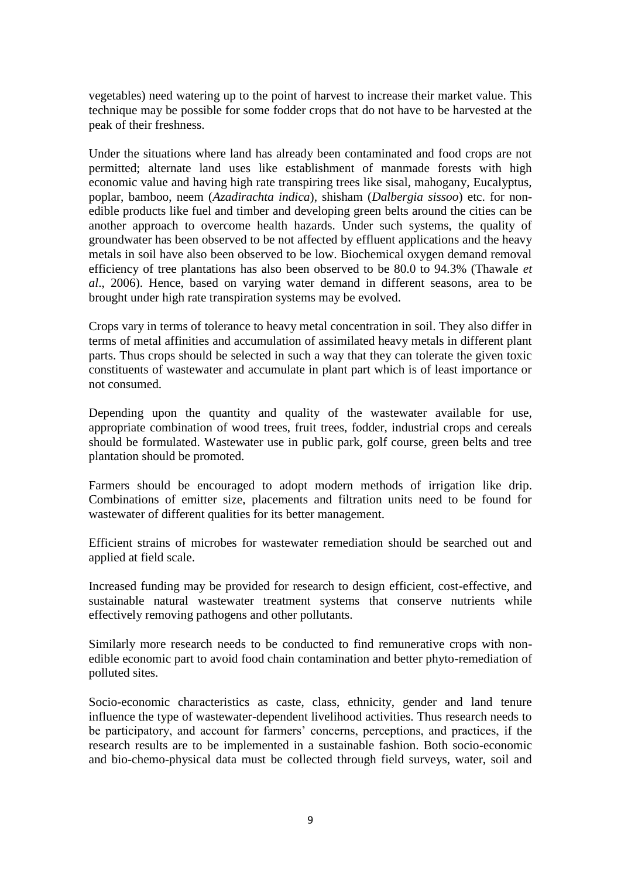vegetables) need watering up to the point of harvest to increase their market value. This technique may be possible for some fodder crops that do not have to be harvested at the peak of their freshness.

Under the situations where land has already been contaminated and food crops are not permitted; alternate land uses like establishment of manmade forests with high economic value and having high rate transpiring trees like sisal, mahogany, Eucalyptus, poplar, bamboo, neem (*Azadirachta indica*), shisham (*Dalbergia sissoo*) etc. for non-edible products like fuel and timber and developing green belts around the cities can be another approach to overcome health hazards. Under such systems, the quality of groundwater has been observed to be not affected by effluent applications and the heavy metals in soil have also been observed to be low. Biochemical oxygen demand removal efficiency of tree plantations has also been observed to be 80.0 to 94.3% (Thawale *et al*., 2006). Hence, based on varying water demand in different seasons, area to be brought under high rate transpiration systems may be evolved.

Crops vary in terms of tolerance to heavy metal concentration in soil. They also differ in terms of metal affinities and accumulation of assimilated heavy metals in different plant parts. Thus crops should be selected in such a way that they can tolerate the given toxic constituents of wastewater and accumulate in plant part which is of least importance or not consumed.

Depending upon the quantity and quality of the wastewater available for use, appropriate combination of wood trees, fruit trees, fodder, industrial crops and cereals should be formulated. Wastewater use in public park, golf course, green belts and tree plantation should be promoted.

Farmers should be encouraged to adopt modern methods of irrigation like drip. Combinations of emitter size, placements and filtration units need to be found for wastewater of different qualities for its better management.

Efficient strains of microbes for wastewater remediation should be searched out and applied at field scale.

Increased funding may be provided for research to design efficient, cost-effective, and sustainable natural wastewater treatment systems that conserve nutrients while effectively removing pathogens and other pollutants.

Similarly more research needs to be conducted to find remunerative crops with non-edible economic part to avoid food chain contamination and better phyto-remediation of polluted sites.

Socio-economic characteristics as caste, class, ethnicity, gender and land tenure influence the type of wastewater-dependent livelihood activities. Thus research needs to be participatory, and account for farmers' concerns, perceptions, and practices, if the research results are to be implemented in a sustainable fashion. Both socio-economic and bio-chemo-physical data must be collected through field surveys, water, soil and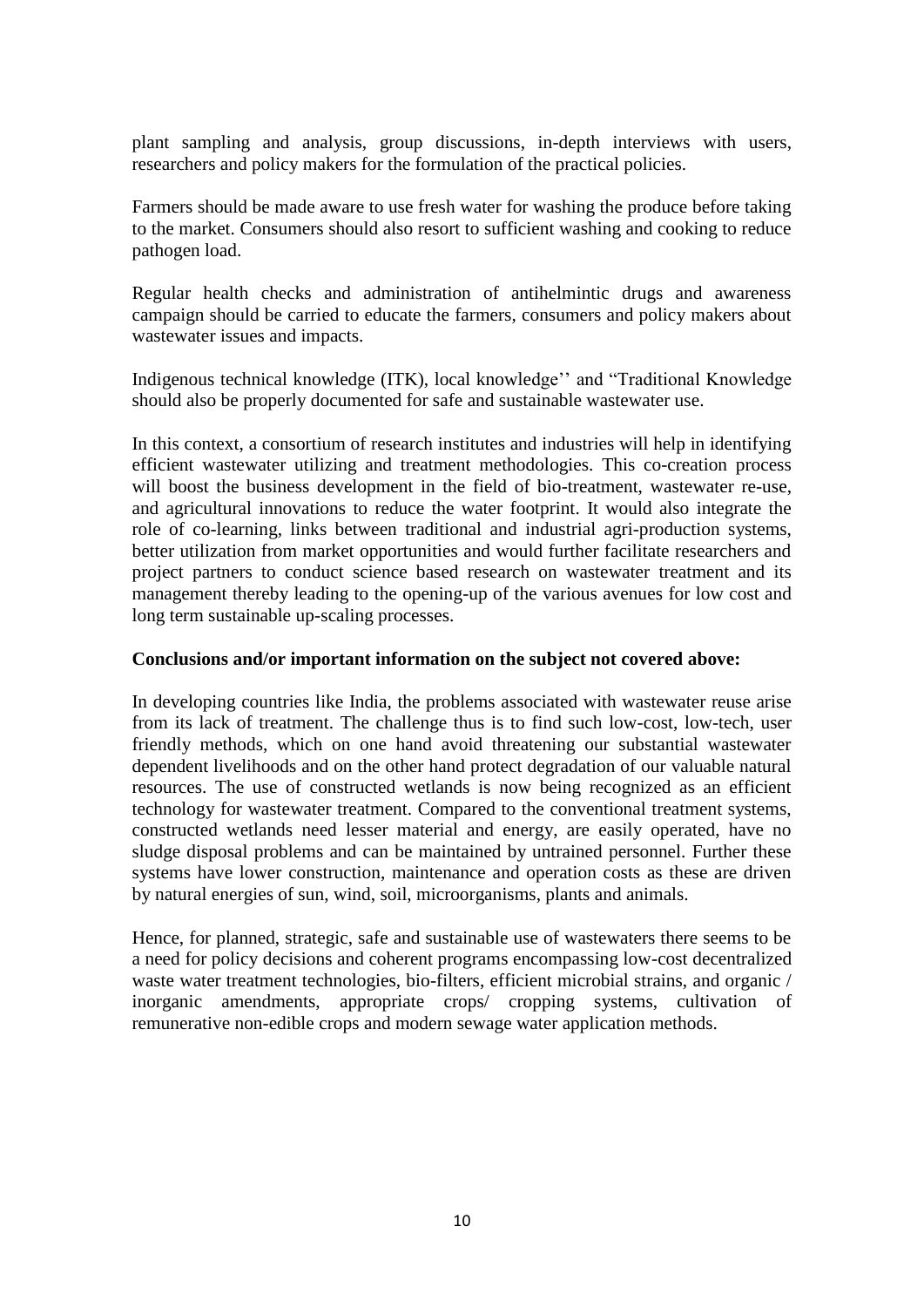plant sampling and analysis, group discussions, in-depth interviews with users, researchers and policy makers for the formulation of the practical policies.

Farmers should be made aware to use fresh water for washing the produce before taking to the market. Consumers should also resort to sufficient washing and cooking to reduce pathogen load.

Regular health checks and administration of antihelmintic drugs and awareness campaign should be carried to educate the farmers, consumers and policy makers about wastewater issues and impacts.

Indigenous technical knowledge (ITK), local knowledge'' and "Traditional Knowledge should also be properly documented for safe and sustainable wastewater use.

In this context, a consortium of research institutes and industries will help in identifying efficient wastewater utilizing and treatment methodologies. This co-creation process will boost the business development in the field of bio-treatment, wastewater re-use, and agricultural innovations to reduce the water footprint. It would also integrate the role of co-learning, links between traditional and industrial agri-production systems, better utilization from market opportunities and would further facilitate researchers and project partners to conduct science based research on wastewater treatment and its management thereby leading to the opening-up of the various avenues for low cost and long term sustainable up-scaling processes.

**Conclusions and/or important information on the subject not covered above:**

In developing countries like India, the problems associated with wastewater reuse arise from its lack of treatment. The challenge thus is to find such low-cost, low-tech, user friendly methods, which on one hand avoid threatening our substantial wastewater dependent livelihoods and on the other hand protect degradation of our valuable natural resources. The use of constructed wetlands is now being recognized as an efficient technology for wastewater treatment. Compared to the conventional treatment systems, constructed wetlands need lesser material and energy, are easily operated, have no sludge disposal problems and can be maintained by untrained personnel. Further these systems have lower construction, maintenance and operation costs as these are driven by natural energies of sun, wind, soil, microorganisms, plants and animals.

Hence, for planned, strategic, safe and sustainable use of wastewaters there seems to be a need for policy decisions and coherent programs encompassing low-cost decentralized waste water treatment technologies, bio-filters, efficient microbial strains, and organic / inorganic amendments, appropriate crops/ cropping systems, cultivation of remunerative non-edible crops and modern sewage water application methods.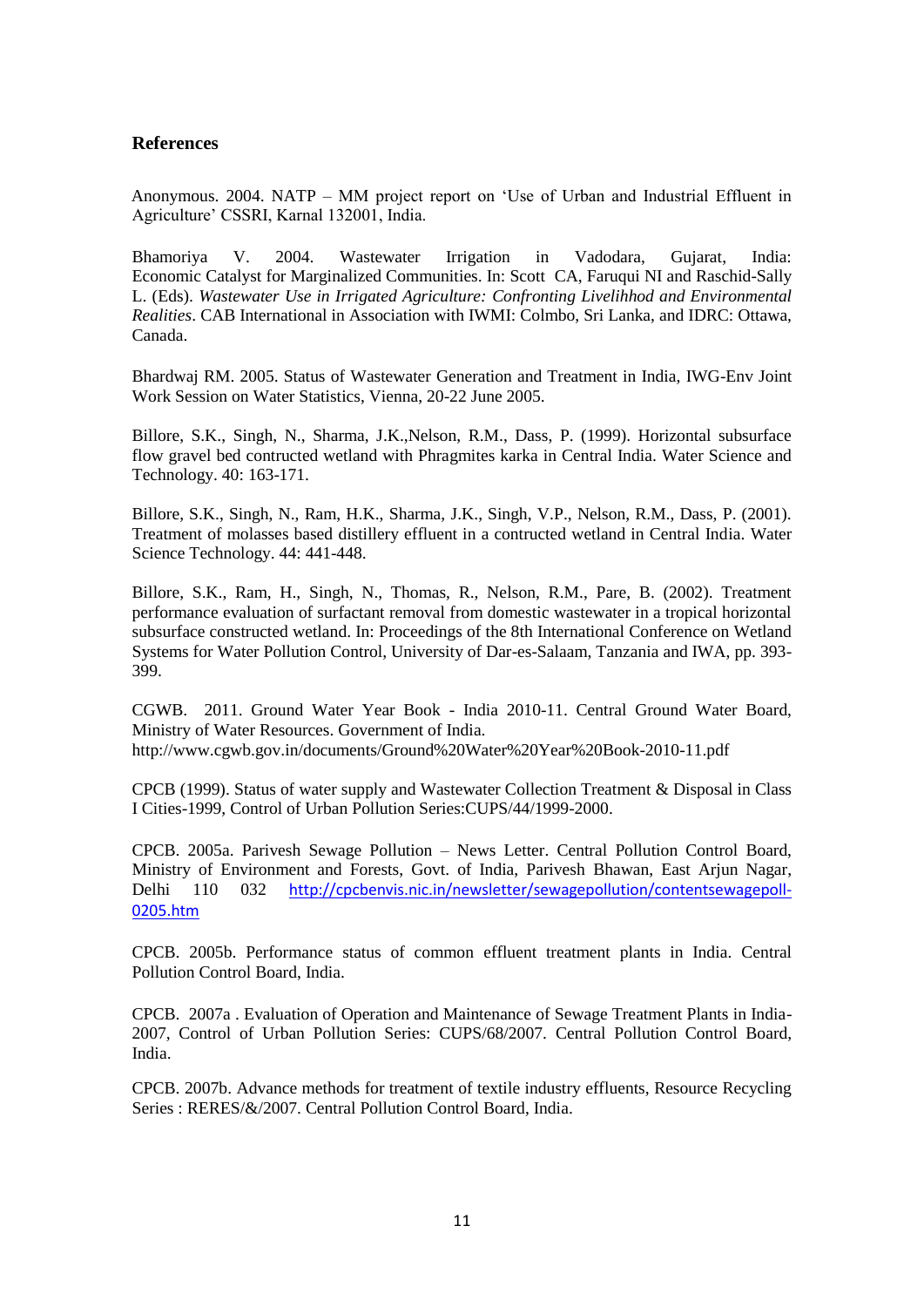## References

Anonymous. 2004. NATP – MM project report on 'Use of Urban and Industrial Effluent in Agriculture' CSSRI, Karnal 132001, India.

Bhamoriya V. 2004. Wastewater Irrigation in Vadodara, Gujarat, India: Economic Catalyst for Marginalized Communities. In: Scott CA, Faruqui NI and Raschid-Sally L. (Eds). *Wastewater Use in Irrigated Agriculture: Confronting Livelihhod and Environmental Realities*. CAB International in Association with IWMI: Colmbo, Sri Lanka, and IDRC: Ottawa, Canada.

Bhardwaj RM. 2005. Status of Wastewater Generation and Treatment in India, IWG-Env Joint Work Session on Water Statistics, Vienna, 20-22 June 2005.

Billore, S.K., Singh, N., Sharma, J.K.,Nelson, R.M., Dass, P. (1999). Horizontal subsurface flow gravel bed contructed wetland with Phragmites karka in Central India. Water Science and Technology. 40: 163-171.

Billore, S.K., Singh, N., Ram, H.K., Sharma, J.K., Singh, V.P., Nelson, R.M., Dass, P. (2001). Treatment of molasses based distillery effluent in a contructed wetland in Central India. Water Science Technology. 44: 441-448.

Billore, S.K., Ram, H., Singh, N., Thomas, R., Nelson, R.M., Pare, B. (2002). Treatment performance evaluation of surfactant removal from domestic wastewater in a tropical horizontal subsurface constructed wetland. In: Proceedings of the 8th International Conference on Wetland Systems for Water Pollution Control, University of Dar-es-Salaam, Tanzania and IWA, pp. 393-399.

CGWB. 2011. Ground Water Year Book - India 2010-11. Central Ground Water Board, Ministry of Water Resources. Government of India. http://www.cgwb.gov.in/documents/Ground%20Water%20Year%20Book-2010-11.pdf

CPCB (1999). Status of water supply and Wastewater Collection Treatment & Disposal in Class I Cities-1999, Control of Urban Pollution Series:CUPS/44/1999-2000.

CPCB. 2005a. Parivesh Sewage Pollution – News Letter. Central Pollution Control Board, Ministry of Environment and Forests, Govt. of India, Parivesh Bhawan, East Arjun Nagar, Delhi 110 032 http://cpcbenvis.nic.in/newsletter/sewagepollution/contentsewagepoll-0205.htm

CPCB. 2005b. Performance status of common effluent treatment plants in India. Central Pollution Control Board, India.

CPCB. 2007a . Evaluation of Operation and Maintenance of Sewage Treatment Plants in India-2007, Control of Urban Pollution Series: CUPS/68/2007. Central Pollution Control Board, India.

CPCB. 2007b. Advance methods for treatment of textile industry effluents, Resource Recycling Series : RERES/&/2007. Central Pollution Control Board, India.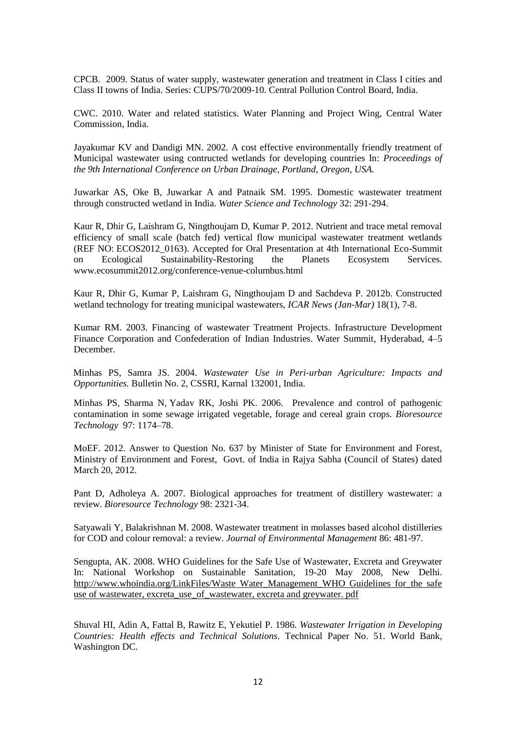CPCB. 2009. Status of water supply, wastewater generation and treatment in Class I cities and Class II towns of India. Series: CUPS/70/2009-10. Central Pollution Control Board, India.

CWC. 2010. Water and related statistics. Water Planning and Project Wing, Central Water Commission, India.

Jayakumar KV and Dandigi MN. 2002. A cost effective environmentally friendly treatment of Municipal wastewater using contructed wetlands for developing countries In: *Proceedings of the 9th International Conference on Urban Drainage, Portland, Oregon, USA.*

Juwarkar AS, Oke B, Juwarkar A and Patnaik SM. 1995. Domestic wastewater treatment through constructed wetland in India. *Water Science and Technology* 32: 291-294.

Kaur R, Dhir G, Laishram G, Ningthoujam D, Kumar P. 2012. Nutrient and trace metal removal efficiency of small scale (batch fed) vertical flow municipal wastewater treatment wetlands (REF NO: ECOS2012_0163). Accepted for Oral Presentation at 4th International Eco-Summit on Ecological Sustainability-Restoring the Planets Ecosystem Services. www.ecosummit2012.org/conference-venue-columbus.html

Kaur R, Dhir G, Kumar P, Laishram G, Ningthoujam D and Sachdeva P. 2012b. Constructed wetland technology for treating municipal wastewaters, *ICAR News (Jan-Mar)* 18(1), 7-8.

Kumar RM. 2003. Financing of wastewater Treatment Projects. Infrastructure Development Finance Corporation and Confederation of Indian Industries. Water Summit, Hyderabad, 4–5 December.

Minhas PS, Samra JS. 2004. *Wastewater Use in Peri-urban Agriculture: Impacts and Opportunities.* Bulletin No. 2, CSSRI, Karnal 132001, India.

Minhas PS, Sharma N, Yadav RK, Joshi PK. 2006. Prevalence and control of pathogenic contamination in some sewage irrigated vegetable, forage and cereal grain crops. *Bioresource Technology* 97: 1174–78.

MoEF. 2012. Answer to Question No. 637 by Minister of State for Environment and Forest, Ministry of Environment and Forest, Govt. of India in Rajya Sabha (Council of States) dated March 20, 2012.

Pant D, Adholeya A. 2007. Biological approaches for treatment of distillery wastewater: a review. *Bioresource Technology* 98: 2321-34.

Satyawali Y, Balakrishnan M. 2008. Wastewater treatment in molasses based alcohol distilleries for COD and colour removal: a review. *Journal of Environmental Management* 86: 481-97.

Sengupta, AK. 2008. WHO Guidelines for the Safe Use of Wastewater, Excreta and Greywater In: National Workshop on Sustainable Sanitation, 19-20 May 2008, New Delhi. http://www.whoindia.org/LinkFiles/Waste_Water_Management_WHO_Guidelines_for_the_safe use of wastewater, excreta_use_of_wastewater, excreta and greywater. pdf

Shuval HI, Adin A, Fattal B, Rawitz E, Yekutiel P. 1986. *Wastewater Irrigation in Developing Countries: Health effects and Technical Solutions*. Technical Paper No. 51. World Bank, Washington DC.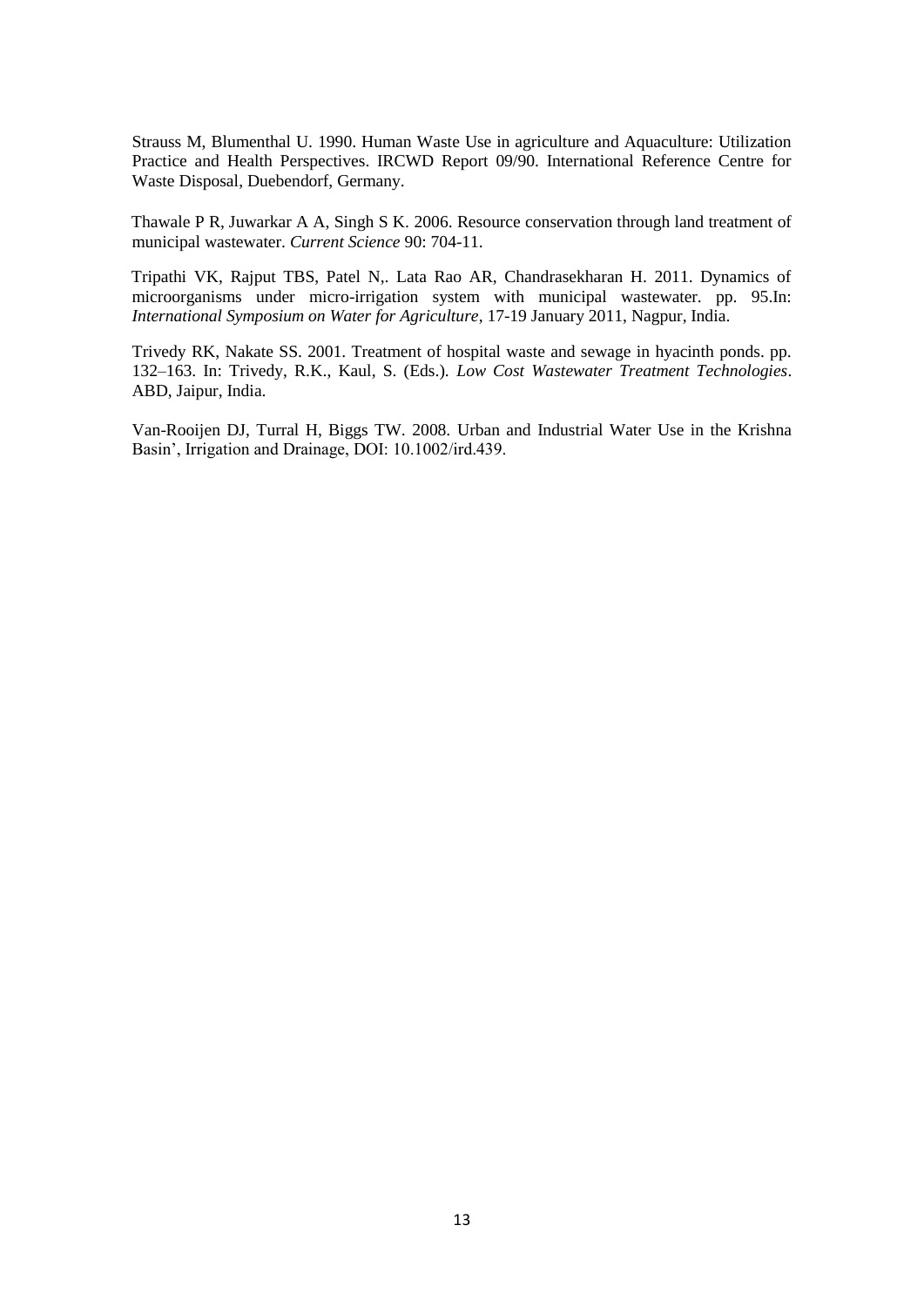Strauss M, Blumenthal U. 1990. Human Waste Use in agriculture and Aquaculture: Utilization Practice and Health Perspectives. IRCWD Report 09/90. International Reference Centre for Waste Disposal, Duebendorf, Germany.

Thawale P R, Juwarkar A A, Singh S K. 2006. Resource conservation through land treatment of municipal wastewater. *Current Science* 90: 704-11.

Tripathi VK, Rajput TBS, Patel N,. Lata Rao AR, Chandrasekharan H. 2011. Dynamics of microorganisms under micro-irrigation system with municipal wastewater. pp. 95.In: *International Symposium on Water for Agriculture*, 17-19 January 2011, Nagpur, India.

Trivedy RK, Nakate SS. 2001. Treatment of hospital waste and sewage in hyacinth ponds. pp. 132–163. In: Trivedy, R.K., Kaul, S. (Eds.). *Low Cost Wastewater Treatment Technologies*. ABD, Jaipur, India.

Van-Rooijen DJ, Turral H, Biggs TW. 2008. Urban and Industrial Water Use in the Krishna Basin', Irrigation and Drainage, DOI: 10.1002/ird.439.